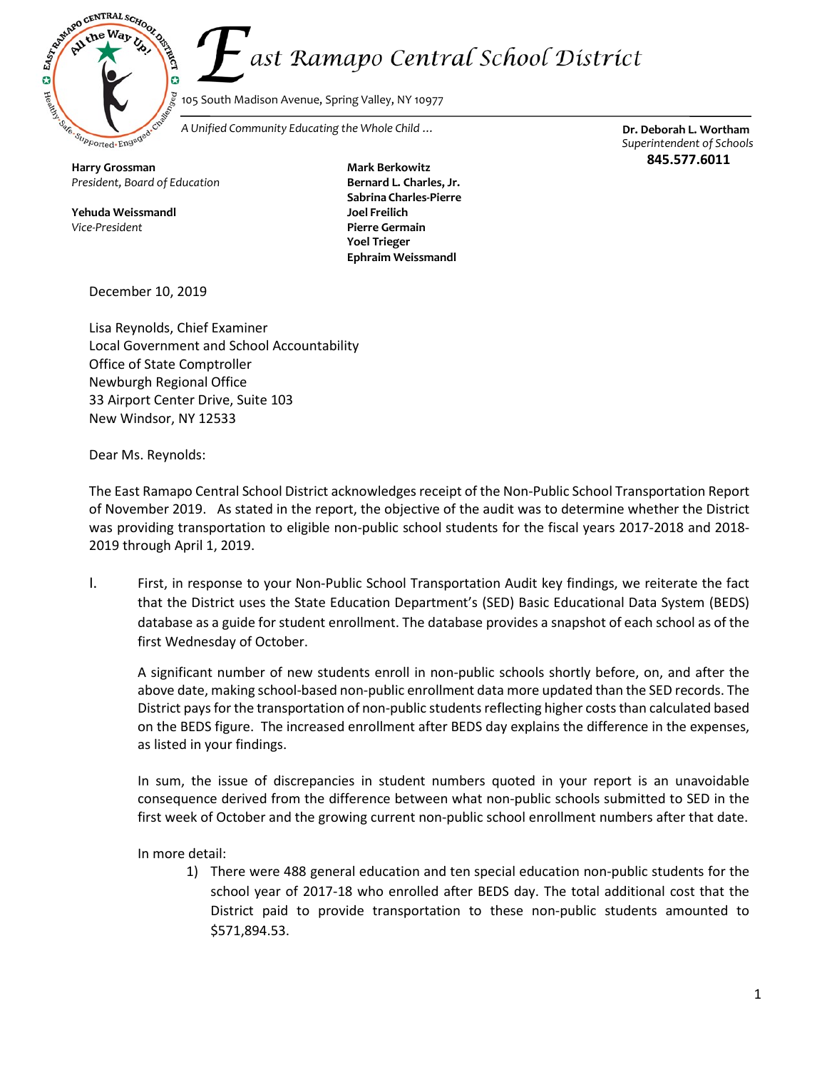East Ramapo Central School District

105 South Madison Avenue, Spring Valley, NY 10977

*A Unified Community Educating the Whole Child ...*

**Dr. Deborah L. Wortham**
*Superintendent of Schools*
**845.577.6011**

**Harry Grossman**
*President, Board of Education*

**Yehuda Weissmandl**
*Vice-President*

**Mark Berkowitz**
**Bernard L. Charles, Jr.**
**Sabrina Charles-Pierre**
**Joel Freilich**
**Pierre Germain**
**Yoel Trieger**
**Ephraim Weissmandl**

December 10, 2019

Lisa Reynolds, Chief Examiner
Local Government and School Accountability
Office of State Comptroller
Newburgh Regional Office
33 Airport Center Drive, Suite 103
New Windsor, NY 12533

Dear Ms. Reynolds:

The East Ramapo Central School District acknowledges receipt of the Non-Public School Transportation Report of November 2019. As stated in the report, the objective of the audit was to determine whether the District was providing transportation to eligible non-public school students for the fiscal years 2017-2018 and 2018-2019 through April 1, 2019.

I. First, in response to your Non-Public School Transportation Audit key findings, we reiterate the fact that the District uses the State Education Department's (SED) Basic Educational Data System (BEDS) database as a guide for student enrollment. The database provides a snapshot of each school as of the first Wednesday of October.

A significant number of new students enroll in non-public schools shortly before, on, and after the above date, making school-based non-public enrollment data more updated than the SED records. The District pays for the transportation of non-public students reflecting higher costs than calculated based on the BEDS figure. The increased enrollment after BEDS day explains the difference in the expenses, as listed in your findings.

In sum, the issue of discrepancies in student numbers quoted in your report is an unavoidable consequence derived from the difference between what non-public schools submitted to SED in the first week of October and the growing current non-public school enrollment numbers after that date.

In more detail:

1) There were 488 general education and ten special education non-public students for the school year of 2017-18 who enrolled after BEDS day. The total additional cost that the District paid to provide transportation to these non-public students amounted to $571,894.53.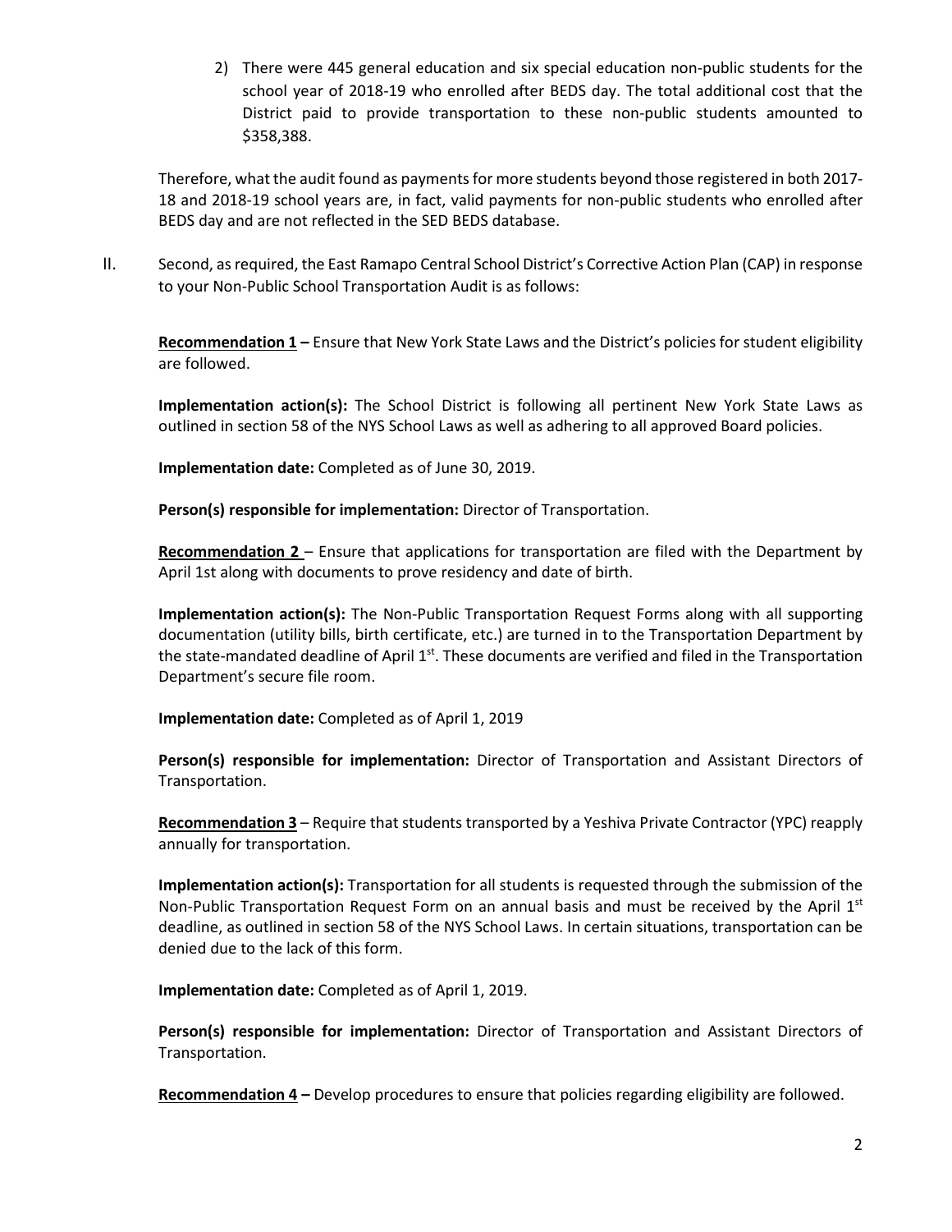2) There were 445 general education and six special education non-public students for the school year of 2018-19 who enrolled after BEDS day. The total additional cost that the District paid to provide transportation to these non-public students amounted to \$358,388.

Therefore, what the audit found as payments for more students beyond those registered in both 2017-18 and 2018-19 school years are, in fact, valid payments for non-public students who enrolled after BEDS day and are not reflected in the SED BEDS database.

II. Second, as required, the East Ramapo Central School District's Corrective Action Plan (CAP) in response to your Non-Public School Transportation Audit is as follows:

**Recommendation 1 –** Ensure that New York State Laws and the District's policies for student eligibility are followed.

**Implementation action(s):** The School District is following all pertinent New York State Laws as outlined in section 58 of the NYS School Laws as well as adhering to all approved Board policies.

**Implementation date:** Completed as of June 30, 2019.

**Person(s) responsible for implementation:** Director of Transportation.

**Recommendation 2** – Ensure that applications for transportation are filed with the Department by April 1st along with documents to prove residency and date of birth.

**Implementation action(s):** The Non-Public Transportation Request Forms along with all supporting documentation (utility bills, birth certificate, etc.) are turned in to the Transportation Department by the state-mandated deadline of April 1st. These documents are verified and filed in the Transportation Department's secure file room.

**Implementation date:** Completed as of April 1, 2019

**Person(s) responsible for implementation:** Director of Transportation and Assistant Directors of Transportation.

**Recommendation 3** – Require that students transported by a Yeshiva Private Contractor (YPC) reapply annually for transportation.

**Implementation action(s):** Transportation for all students is requested through the submission of the Non-Public Transportation Request Form on an annual basis and must be received by the April 1st deadline, as outlined in section 58 of the NYS School Laws. In certain situations, transportation can be denied due to the lack of this form.

**Implementation date:** Completed as of April 1, 2019.

**Person(s) responsible for implementation:** Director of Transportation and Assistant Directors of Transportation.

**Recommendation 4 –** Develop procedures to ensure that policies regarding eligibility are followed.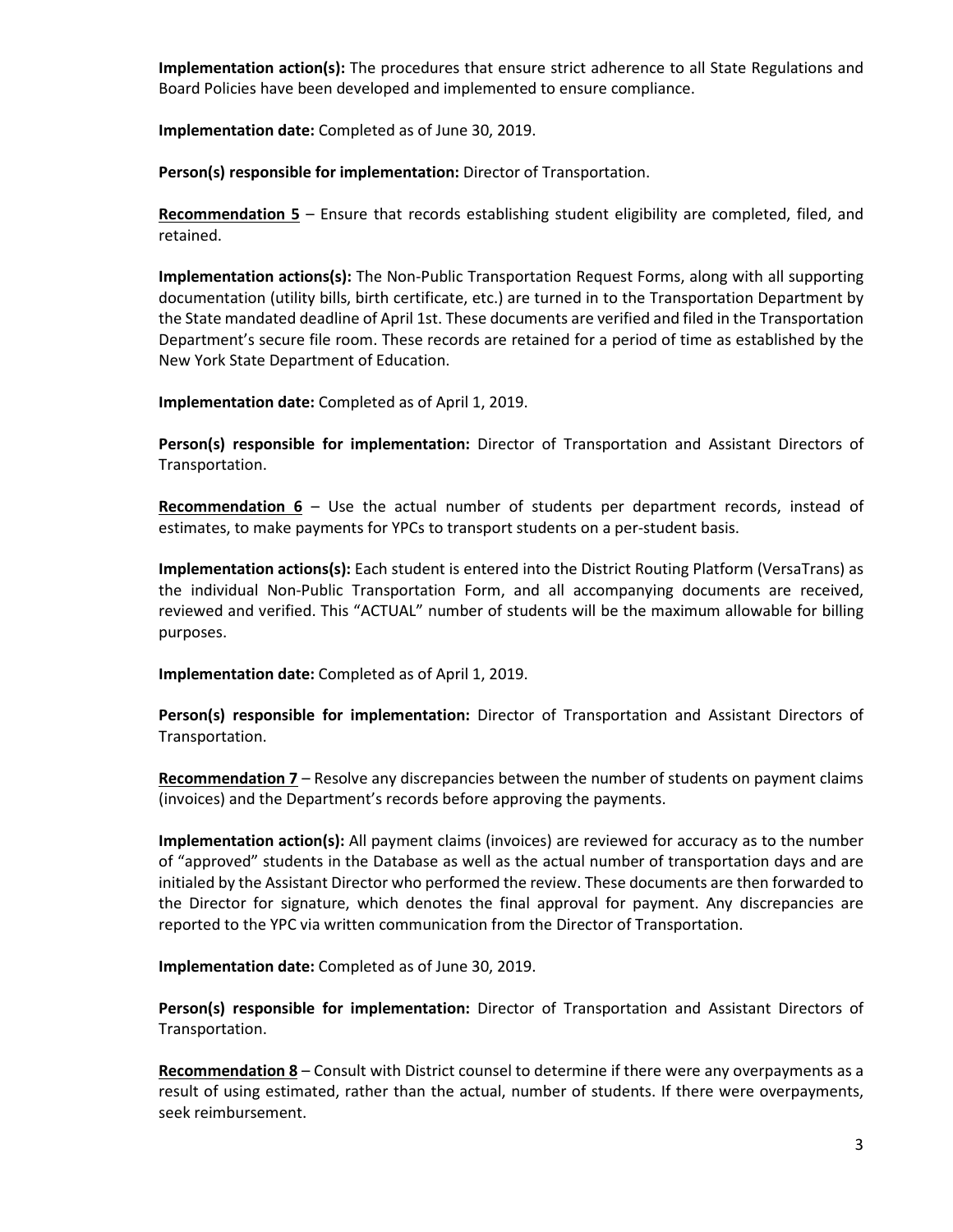**Implementation action(s):** The procedures that ensure strict adherence to all State Regulations and Board Policies have been developed and implemented to ensure compliance.

**Implementation date:** Completed as of June 30, 2019.

**Person(s) responsible for implementation:** Director of Transportation.

**<u>Recommendation 5</u>** – Ensure that records establishing student eligibility are completed, filed, and retained.

**Implementation actions(s):** The Non-Public Transportation Request Forms, along with all supporting documentation (utility bills, birth certificate, etc.) are turned in to the Transportation Department by the State mandated deadline of April 1st. These documents are verified and filed in the Transportation Department's secure file room. These records are retained for a period of time as established by the New York State Department of Education.

**Implementation date:** Completed as of April 1, 2019.

**Person(s) responsible for implementation:** Director of Transportation and Assistant Directors of Transportation.

**<u>Recommendation 6</u>** – Use the actual number of students per department records, instead of estimates, to make payments for YPCs to transport students on a per-student basis.

**Implementation actions(s):** Each student is entered into the District Routing Platform (VersaTrans) as the individual Non-Public Transportation Form, and all accompanying documents are received, reviewed and verified. This "ACTUAL" number of students will be the maximum allowable for billing purposes.

**Implementation date:** Completed as of April 1, 2019.

**Person(s) responsible for implementation:** Director of Transportation and Assistant Directors of Transportation.

**<u>Recommendation 7</u>** – Resolve any discrepancies between the number of students on payment claims (invoices) and the Department's records before approving the payments.

**Implementation action(s):** All payment claims (invoices) are reviewed for accuracy as to the number of "approved" students in the Database as well as the actual number of transportation days and are initialed by the Assistant Director who performed the review. These documents are then forwarded to the Director for signature, which denotes the final approval for payment. Any discrepancies are reported to the YPC via written communication from the Director of Transportation.

**Implementation date:** Completed as of June 30, 2019.

**Person(s) responsible for implementation:** Director of Transportation and Assistant Directors of Transportation.

**<u>Recommendation 8</u>** – Consult with District counsel to determine if there were any overpayments as a result of using estimated, rather than the actual, number of students. If there were overpayments, seek reimbursement.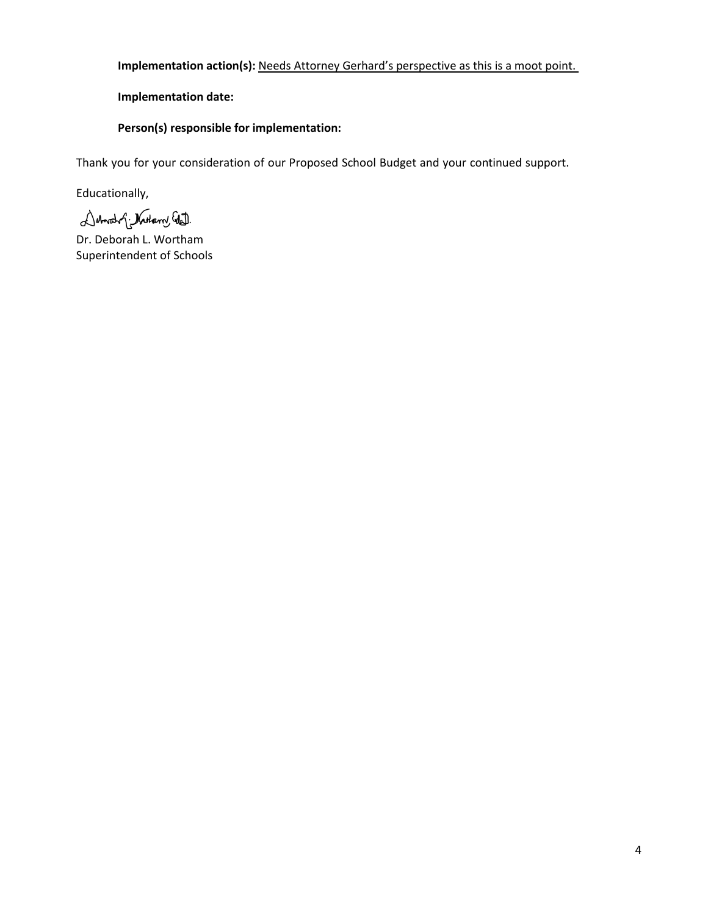**Implementation action(s):** Needs Attorney Gerhard's perspective as this is a moot point.

**Implementation date:**

**Person(s) responsible for implementation:**

Thank you for your consideration of our Proposed School Budget and your continued support.

Educationally,

Dr. Deborah L. Wortham
Superintendent of Schools